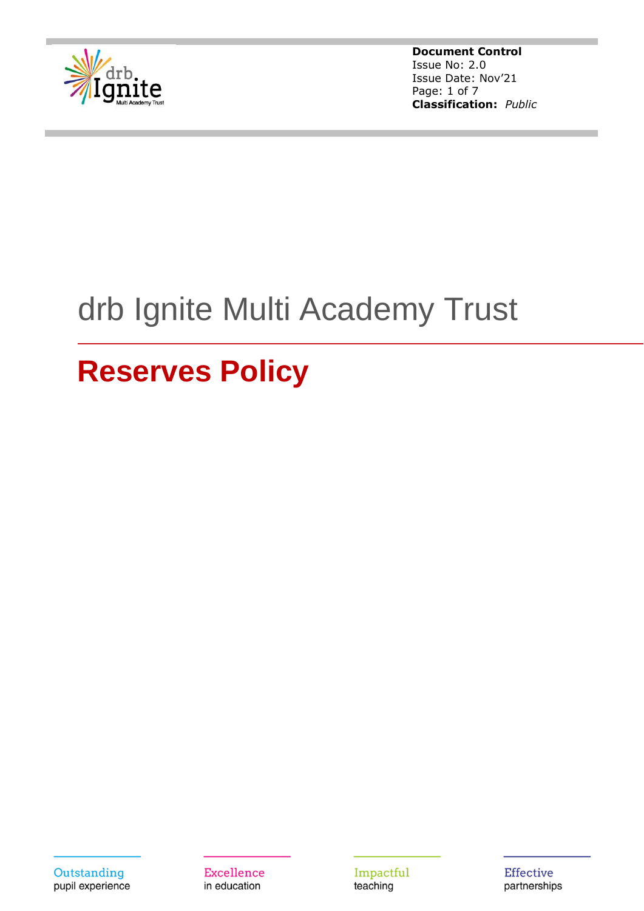**Document Control**
Issue No: 2.0
Issue Date: Nov'21
**Classification:** *Public*

# drb Ignite Multi Academy Trust

## Reserves Policy

Outstanding pupil experience

Excellence in education

Impactful teaching

Effective partnerships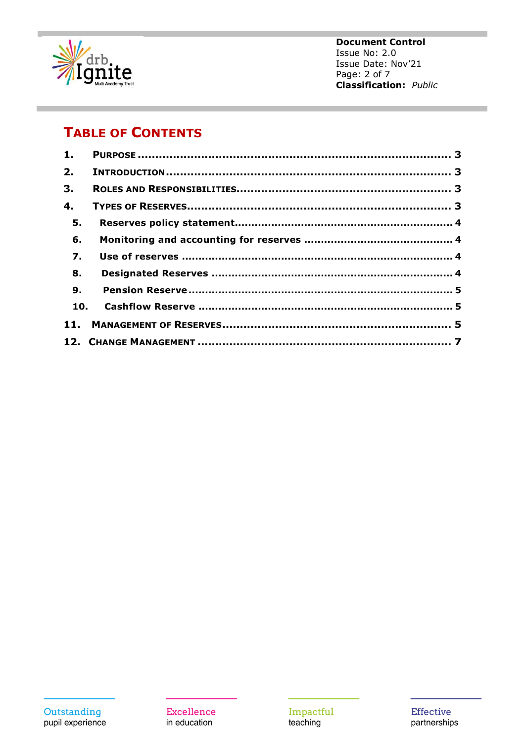# Table of Contents

1. **Purpose** ........................................................................ 3
2. **Introduction** ................................................................. 3
3. **Roles and Responsibilities** ............................................... 3
4. **Types of Reserves** ............................................................ 3
   5. **Reserves policy statement** ............................................ 4
   6. **Monitoring and accounting for reserves** ........................... 4
   7. **Use of reserves** ............................................................. 4
   8. **Designated Reserves** ...................................................... 4
   9. **Pension Reserve** ............................................................ 5
   10. **Cashflow Reserve** .......................................................... 5
11. **Management of Reserves** ................................................... 5
12. **Change Management** ......................................................... 7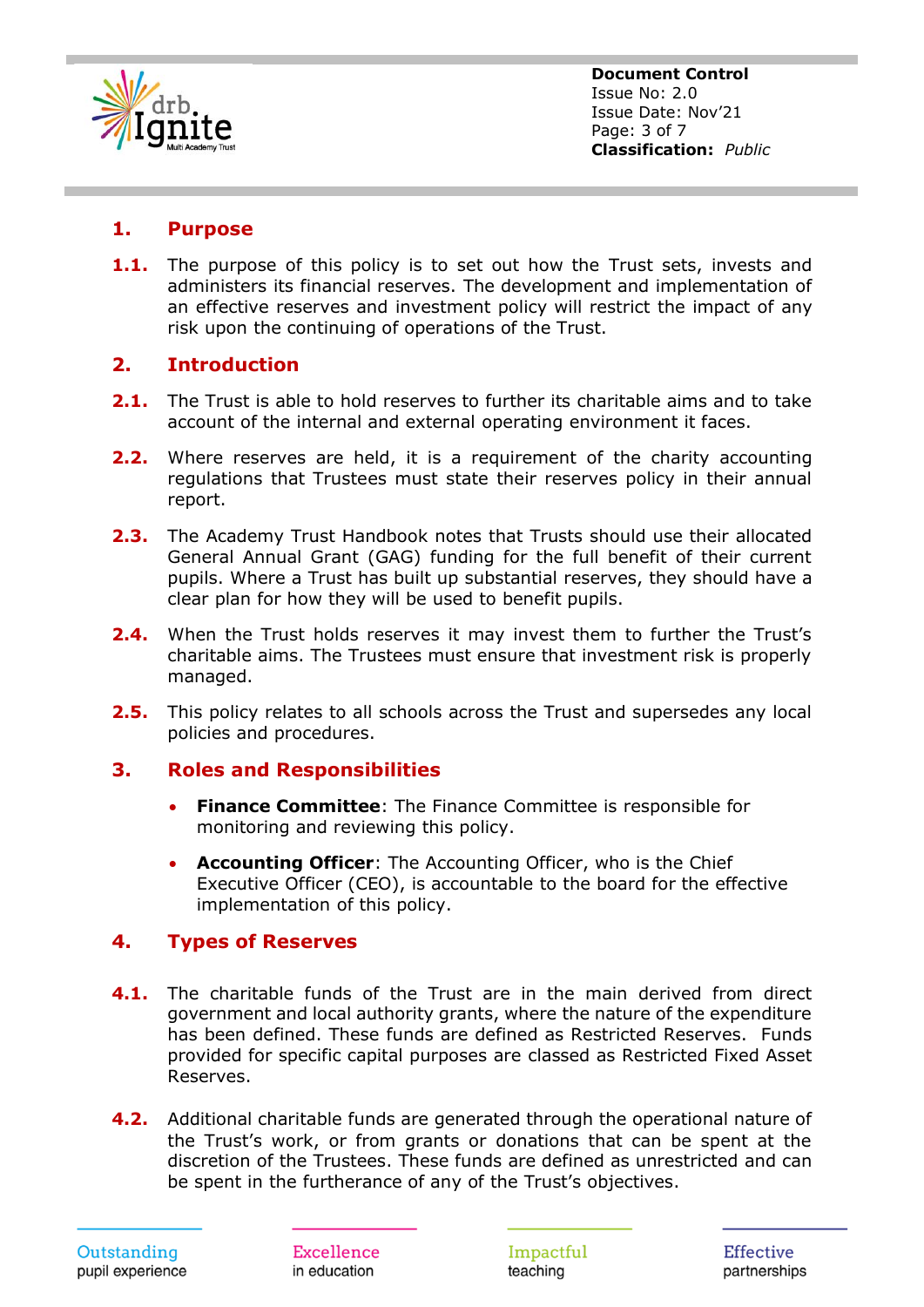## 1. Purpose

**1.1.** The purpose of this policy is to set out how the Trust sets, invests and administers its financial reserves. The development and implementation of an effective reserves and investment policy will restrict the impact of any risk upon the continuing of operations of the Trust.

## 2. Introduction

**2.1.** The Trust is able to hold reserves to further its charitable aims and to take account of the internal and external operating environment it faces.

**2.2.** Where reserves are held, it is a requirement of the charity accounting regulations that Trustees must state their reserves policy in their annual report.

**2.3.** The Academy Trust Handbook notes that Trusts should use their allocated General Annual Grant (GAG) funding for the full benefit of their current pupils. Where a Trust has built up substantial reserves, they should have a clear plan for how they will be used to benefit pupils.

**2.4.** When the Trust holds reserves it may invest them to further the Trust's charitable aims. The Trustees must ensure that investment risk is properly managed.

**2.5.** This policy relates to all schools across the Trust and supersedes any local policies and procedures.

## 3. Roles and Responsibilities

- **Finance Committee**: The Finance Committee is responsible for monitoring and reviewing this policy.
- **Accounting Officer**: The Accounting Officer, who is the Chief Executive Officer (CEO), is accountable to the board for the effective implementation of this policy.

## 4. Types of Reserves

**4.1.** The charitable funds of the Trust are in the main derived from direct government and local authority grants, where the nature of the expenditure has been defined. These funds are defined as Restricted Reserves. Funds provided for specific capital purposes are classed as Restricted Fixed Asset Reserves.

**4.2.** Additional charitable funds are generated through the operational nature of the Trust's work, or from grants or donations that can be spent at the discretion of the Trustees. These funds are defined as unrestricted and can be spent in the furtherance of any of the Trust's objectives.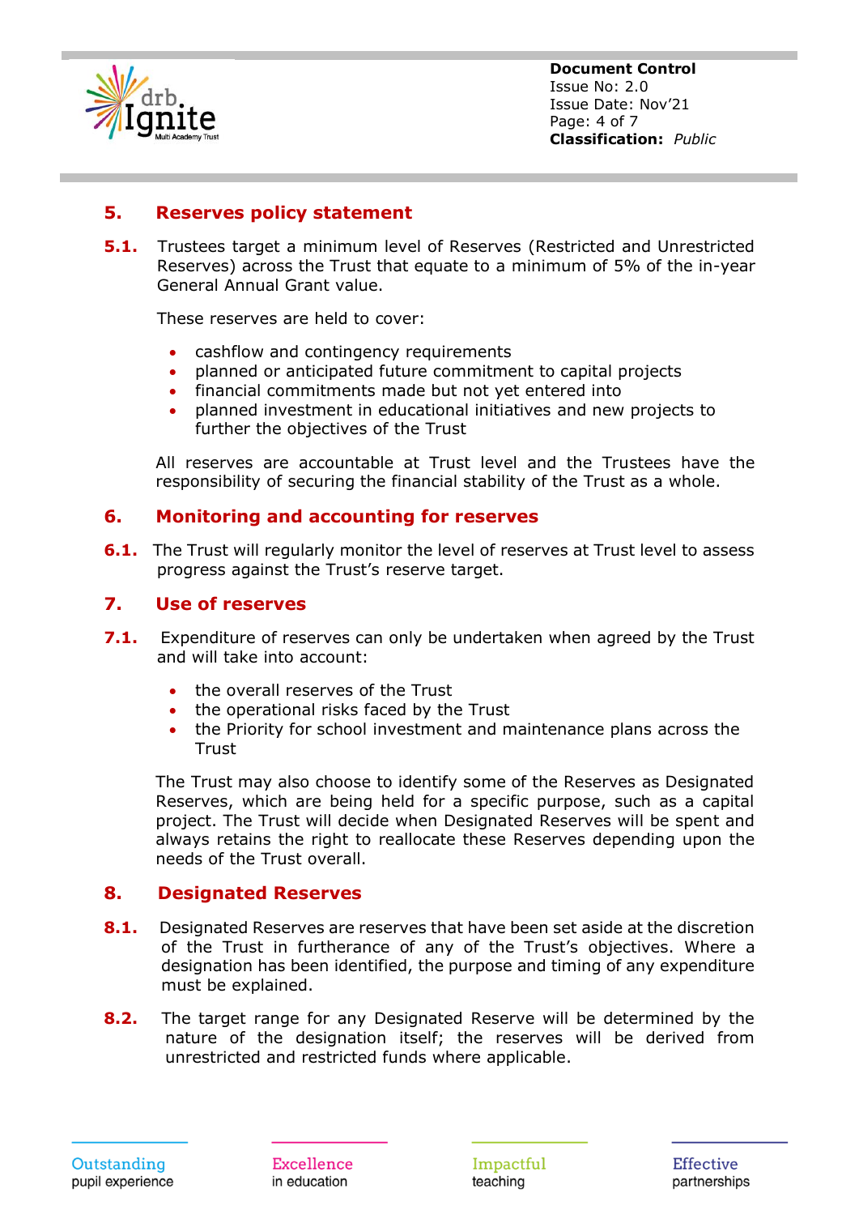## 5. Reserves policy statement

**5.1.** Trustees target a minimum level of Reserves (Restricted and Unrestricted Reserves) across the Trust that equate to a minimum of 5% of the in-year General Annual Grant value.

These reserves are held to cover:

- cashflow and contingency requirements
- planned or anticipated future commitment to capital projects
- financial commitments made but not yet entered into
- planned investment in educational initiatives and new projects to further the objectives of the Trust

All reserves are accountable at Trust level and the Trustees have the responsibility of securing the financial stability of the Trust as a whole.

## 6. Monitoring and accounting for reserves

**6.1.** The Trust will regularly monitor the level of reserves at Trust level to assess progress against the Trust's reserve target.

## 7. Use of reserves

**7.1.** Expenditure of reserves can only be undertaken when agreed by the Trust and will take into account:

- the overall reserves of the Trust
- the operational risks faced by the Trust
- the Priority for school investment and maintenance plans across the Trust

The Trust may also choose to identify some of the Reserves as Designated Reserves, which are being held for a specific purpose, such as a capital project. The Trust will decide when Designated Reserves will be spent and always retains the right to reallocate these Reserves depending upon the needs of the Trust overall.

## 8. Designated Reserves

**8.1.** Designated Reserves are reserves that have been set aside at the discretion of the Trust in furtherance of any of the Trust's objectives. Where a designation has been identified, the purpose and timing of any expenditure must be explained.

**8.2.** The target range for any Designated Reserve will be determined by the nature of the designation itself; the reserves will be derived from unrestricted and restricted funds where applicable.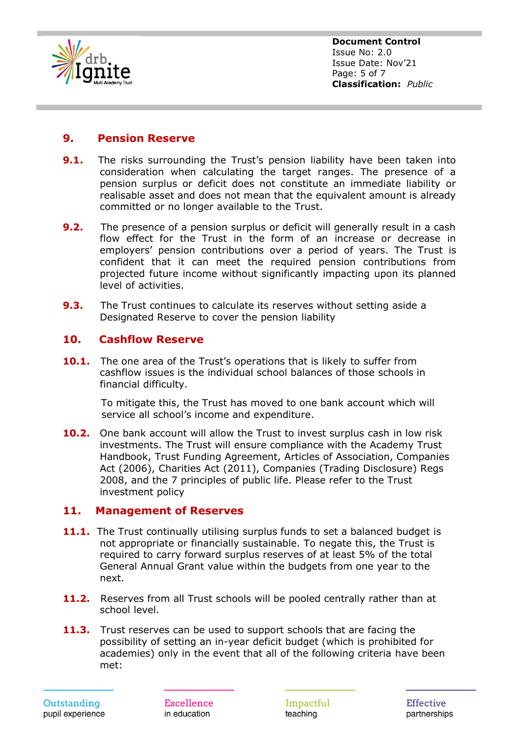## 9. Pension Reserve

**9.1.** The risks surrounding the Trust's pension liability have been taken into consideration when calculating the target ranges. The presence of a pension surplus or deficit does not constitute an immediate liability or realisable asset and does not mean that the equivalent amount is already committed or no longer available to the Trust.

**9.2.** The presence of a pension surplus or deficit will generally result in a cash flow effect for the Trust in the form of an increase or decrease in employers' pension contributions over a period of years. The Trust is confident that it can meet the required pension contributions from projected future income without significantly impacting upon its planned level of activities.

**9.3.** The Trust continues to calculate its reserves without setting aside a Designated Reserve to cover the pension liability

## 10. Cashflow Reserve

**10.1.** The one area of the Trust's operations that is likely to suffer from cashflow issues is the individual school balances of those schools in financial difficulty.

To mitigate this, the Trust has moved to one bank account which will service all school's income and expenditure.

**10.2.** One bank account will allow the Trust to invest surplus cash in low risk investments. The Trust will ensure compliance with the Academy Trust Handbook, Trust Funding Agreement, Articles of Association, Companies Act (2006), Charities Act (2011), Companies (Trading Disclosure) Regs 2008, and the 7 principles of public life. Please refer to the Trust investment policy

## 11. Management of Reserves

**11.1.** The Trust continually utilising surplus funds to set a balanced budget is not appropriate or financially sustainable. To negate this, the Trust is required to carry forward surplus reserves of at least 5% of the total General Annual Grant value within the budgets from one year to the next.

**11.2.** Reserves from all Trust schools will be pooled centrally rather than at school level.

**11.3.** Trust reserves can be used to support schools that are facing the possibility of setting an in-year deficit budget (which is prohibited for academies) only in the event that all of the following criteria have been met: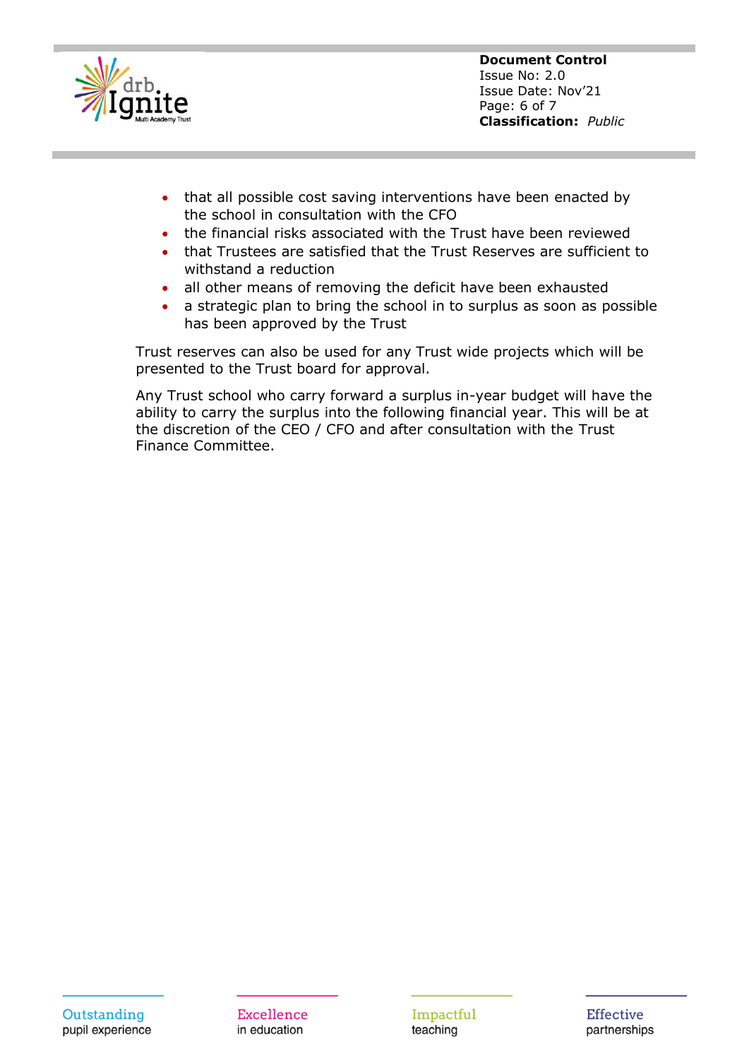- that all possible cost saving interventions have been enacted by the school in consultation with the CFO
- the financial risks associated with the Trust have been reviewed
- that Trustees are satisfied that the Trust Reserves are sufficient to withstand a reduction
- all other means of removing the deficit have been exhausted
- a strategic plan to bring the school in to surplus as soon as possible has been approved by the Trust

Trust reserves can also be used for any Trust wide projects which will be presented to the Trust board for approval.

Any Trust school who carry forward a surplus in-year budget will have the ability to carry the surplus into the following financial year. This will be at the discretion of the CEO / CFO and after consultation with the Trust Finance Committee.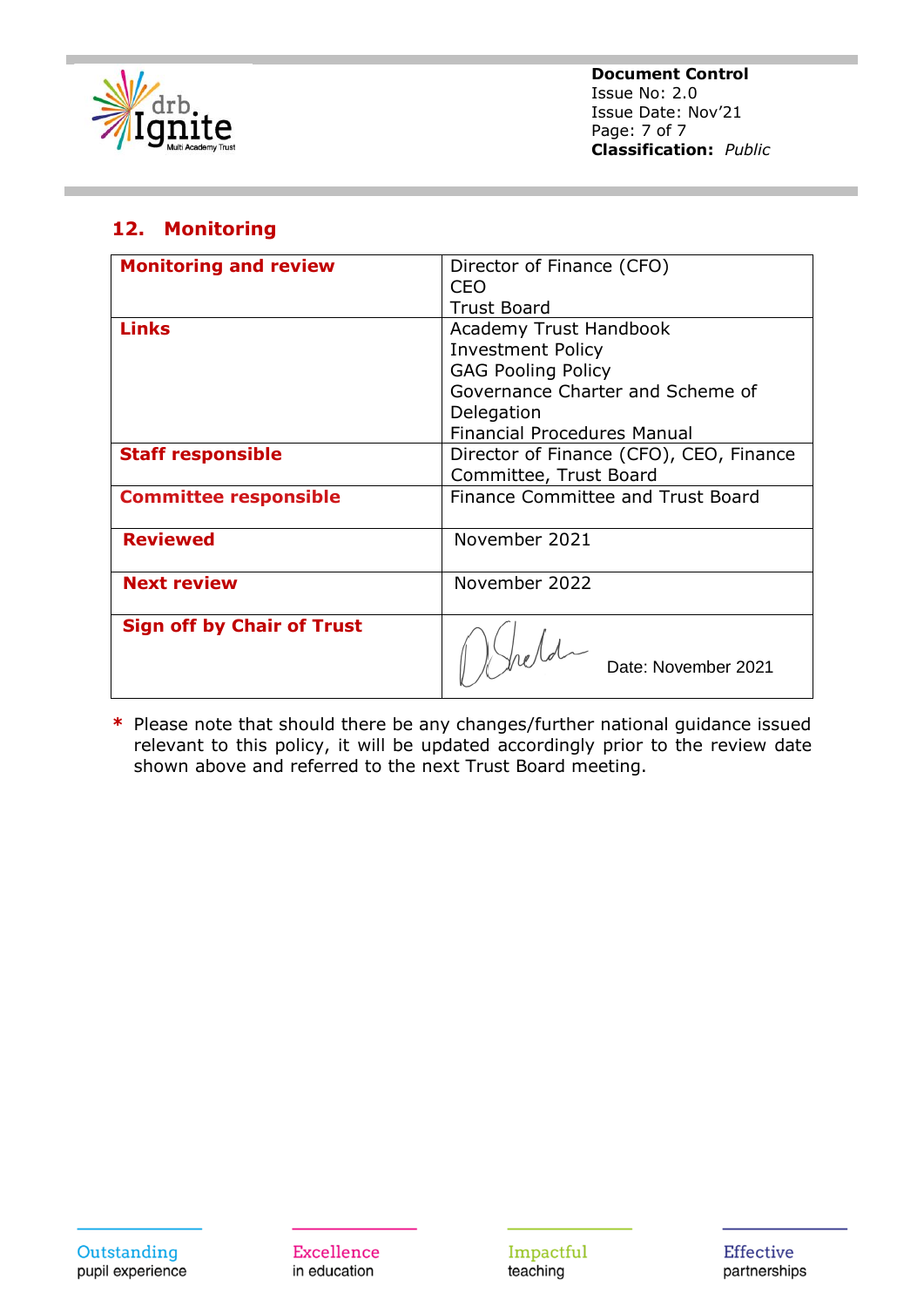## 12. Monitoring

| | |
|---|---|
| **Monitoring and review** | Director of Finance (CFO)<br>CEO<br>Trust Board |
| **Links** | Academy Trust Handbook<br>Investment Policy<br>GAG Pooling Policy<br>Governance Charter and Scheme of Delegation<br>Financial Procedures Manual |
| **Staff responsible** | Director of Finance (CFO), CEO, Finance Committee, Trust Board |
| **Committee responsible** | Finance Committee and Trust Board |
| **Reviewed** | November 2021 |
| **Next review** | November 2022 |
| **Sign off by Chair of Trust** | Date: November 2021 |

* Please note that should there be any changes/further national guidance issued relevant to this policy, it will be updated accordingly prior to the review date shown above and referred to the next Trust Board meeting.